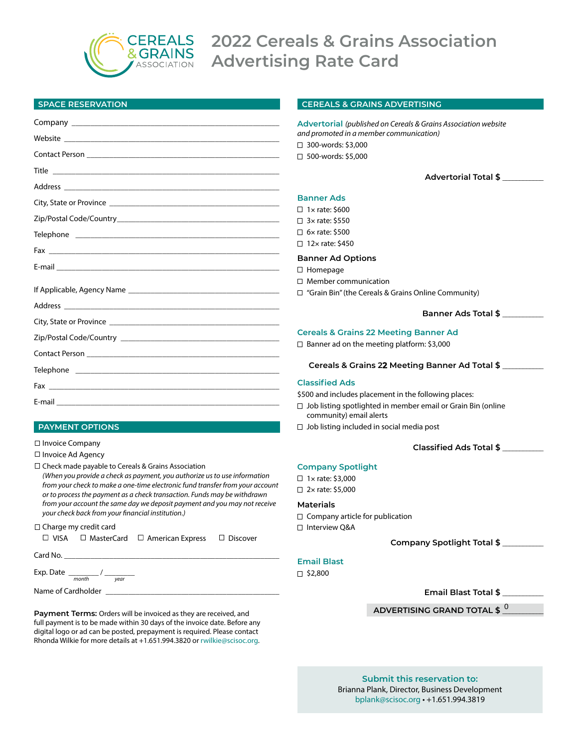# 2022 Cereals & Grains Association Advertising Rate Card

CEREALS & GRAINS ASSOCIATION

## SPACE RESERVATION

Company ______________________________

Website ______________________________

Contact Person ______________________________

Title ______________________________

Address ______________________________

City, State or Province ______________________________

Zip/Postal Code/Country ______________________________

Telephone ______________________________

Fax ______________________________

E-mail ______________________________

If Applicable, Agency Name ______________________________

Address ______________________________

City, State or Province ______________________________

Zip/Postal Code/Country ______________________________

Contact Person ______________________________

Telephone ______________________________

Fax ______________________________

E-mail ______________________________

## PAYMENT OPTIONS

- ☐ Invoice Company
- ☐ Invoice Ad Agency
- ☐ Check made payable to Cereals & Grains Association

  *(When you provide a check as payment, you authorize us to use information from your check to make a one-time electronic fund transfer from your account or to process the payment as a check transaction. Funds may be withdrawn from your account the same day we deposit payment and you may not receive your check back from your financial institution.)*
- ☐ Charge my credit card
  - ☐ VISA ☐ MasterCard ☐ American Express ☐ Discover

Card No. ______________________________

Exp. Date ________ / ________
(month / year)

Name of Cardholder ______________________________

**Payment Terms:** Orders will be invoiced as they are received, and full payment is to be made within 30 days of the invoice date. Before any digital logo or ad can be posted, prepayment is required. Please contact Rhonda Wilkie for more details at +1.651.994.3820 or rwilkie@scisoc.org.

## CEREALS & GRAINS ADVERTISING

### Advertorial
*(published on Cereals & Grains Association website and promoted in a member communication)*

- ☐ 300-words: $3,000
- ☐ 500-words: $5,000

**Advertorial Total $** __________

### Banner Ads

- ☐ 1× rate: $600
- ☐ 3× rate: $550
- ☐ 6× rate: $500
- ☐ 12× rate: $450

**Banner Ad Options**

- ☐ Homepage
- ☐ Member communication
- ☐ “Grain Bin” (the Cereals & Grains Online Community)

**Banner Ads Total $** __________

### Cereals & Grains 22 Meeting Banner Ad

- ☐ Banner ad on the meeting platform: $3,000

**Cereals & Grains 22 Meeting Banner Ad Total $** __________

### Classified Ads

$500 and includes placement in the following places:

- ☐ Job listing spotlighted in member email or Grain Bin (online community) email alerts
- ☐ Job listing included in social media post

**Classified Ads Total $** __________

### Company Spotlight

- ☐ 1× rate: $3,000
- ☐ 2× rate: $5,000

**Materials**

- ☐ Company article for publication
- ☐ Interview Q&A

**Company Spotlight Total $** __________

### Email Blast

- ☐ $2,800

**Email Blast Total $** __________

**ADVERTISING GRAND TOTAL $** 0

**Submit this reservation to:**
Brianna Plank, Director, Business Development
bplank@scisoc.org • +1.651.994.3819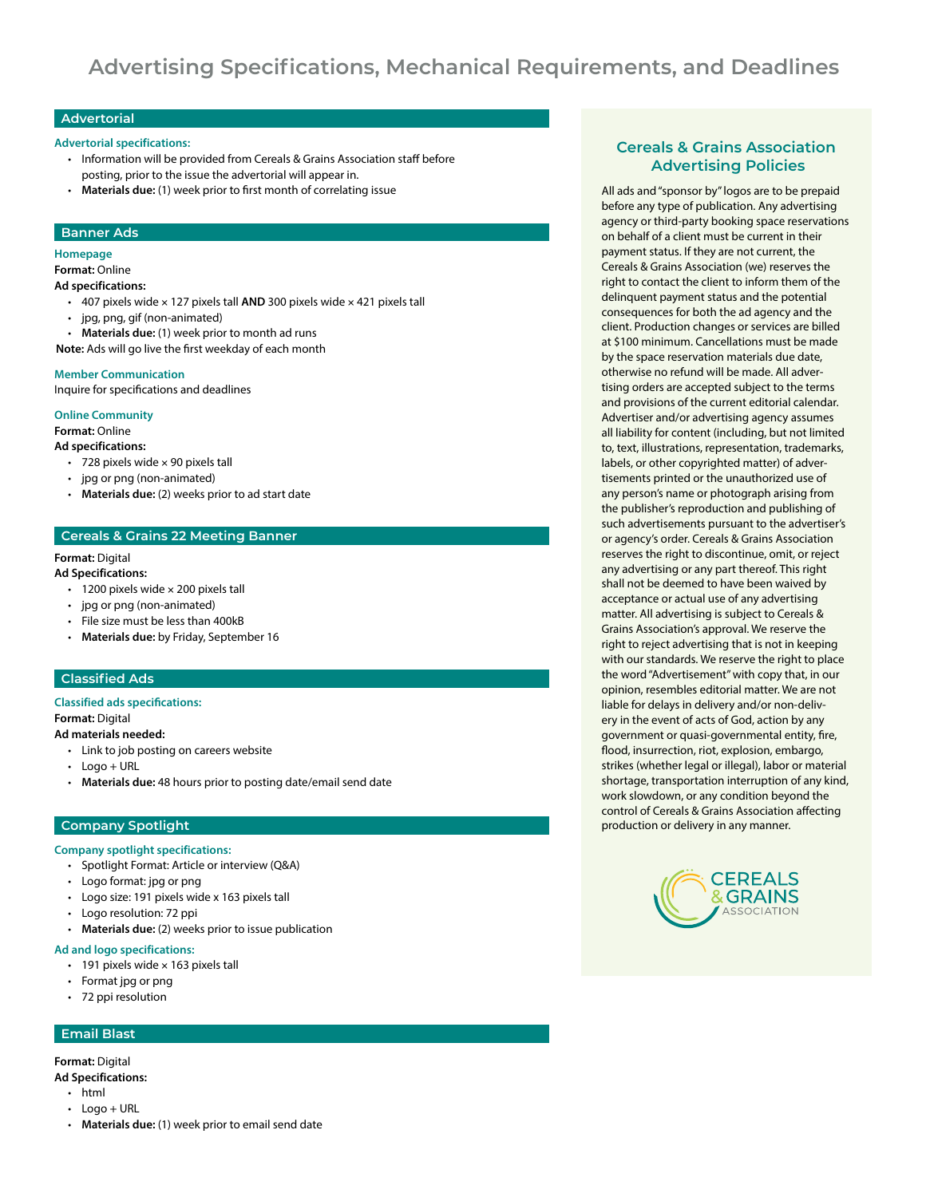# Advertising Specifications, Mechanical Requirements, and Deadlines

## Advertorial

### Advertorial specifications:

- Information will be provided from Cereals & Grains Association staff before posting, prior to the issue the advertorial will appear in.
- **Materials due:** (1) week prior to first month of correlating issue

## Banner Ads

### Homepage

**Format:** Online

**Ad specifications:**

- 407 pixels wide × 127 pixels tall **AND** 300 pixels wide × 421 pixels tall
- jpg, png, gif (non-animated)
- **Materials due:** (1) week prior to month ad runs

**Note:** Ads will go live the first weekday of each month

### Member Communication

Inquire for specifications and deadlines

### Online Community

**Format:** Online

**Ad specifications:**

- 728 pixels wide × 90 pixels tall
- jpg or png (non-animated)
- **Materials due:** (2) weeks prior to ad start date

## Cereals & Grains 22 Meeting Banner

**Format:** Digital

**Ad Specifications:**

- 1200 pixels wide × 200 pixels tall
- jpg or png (non-animated)
- File size must be less than 400kB
- **Materials due:** by Friday, September 16

## Classified Ads

### Classified ads specifications:

**Format:** Digital

**Ad materials needed:**

- Link to job posting on careers website
- Logo + URL
- **Materials due:** 48 hours prior to posting date/email send date

## Company Spotlight

### Company spotlight specifications:

- Spotlight Format: Article or interview (Q&A)
- Logo format: jpg or png
- Logo size: 191 pixels wide x 163 pixels tall
- Logo resolution: 72 ppi
- **Materials due:** (2) weeks prior to issue publication

### Ad and logo specifications:

- 191 pixels wide × 163 pixels tall
- Format jpg or png
- 72 ppi resolution

## Email Blast

**Format:** Digital

**Ad Specifications:**

- html
- Logo + URL
- **Materials due:** (1) week prior to email send date

## Cereals & Grains Association Advertising Policies

All ads and "sponsor by" logos are to be prepaid before any type of publication. Any advertising agency or third-party booking space reservations on behalf of a client must be current in their payment status. If they are not current, the Cereals & Grains Association (we) reserves the right to contact the client to inform them of the delinquent payment status and the potential consequences for both the ad agency and the client. Production changes or services are billed at $100 minimum. Cancellations must be made by the space reservation materials due date, otherwise no refund will be made. All advertising orders are accepted subject to the terms and provisions of the current editorial calendar. Advertiser and/or advertising agency assumes all liability for content (including, but not limited to, text, illustrations, representation, trademarks, labels, or other copyrighted matter) of advertisements printed or the unauthorized use of any person's name or photograph arising from the publisher's reproduction and publishing of such advertisements pursuant to the advertiser's or agency's order. Cereals & Grains Association reserves the right to discontinue, omit, or reject any advertising or any part thereof. This right shall not be deemed to have been waived by acceptance or actual use of any advertising matter. All advertising is subject to Cereals & Grains Association's approval. We reserve the right to reject advertising that is not in keeping with our standards. We reserve the right to place the word "Advertisement" with copy that, in our opinion, resembles editorial matter. We are not liable for delays in delivery and/or non-delivery in the event of acts of God, action by any government or quasi-governmental entity, fire, flood, insurrection, riot, explosion, embargo, strikes (whether legal or illegal), labor or material shortage, transportation interruption of any kind, work slowdown, or any condition beyond the control of Cereals & Grains Association affecting production or delivery in any manner.

CEREALS & GRAINS ASSOCIATION